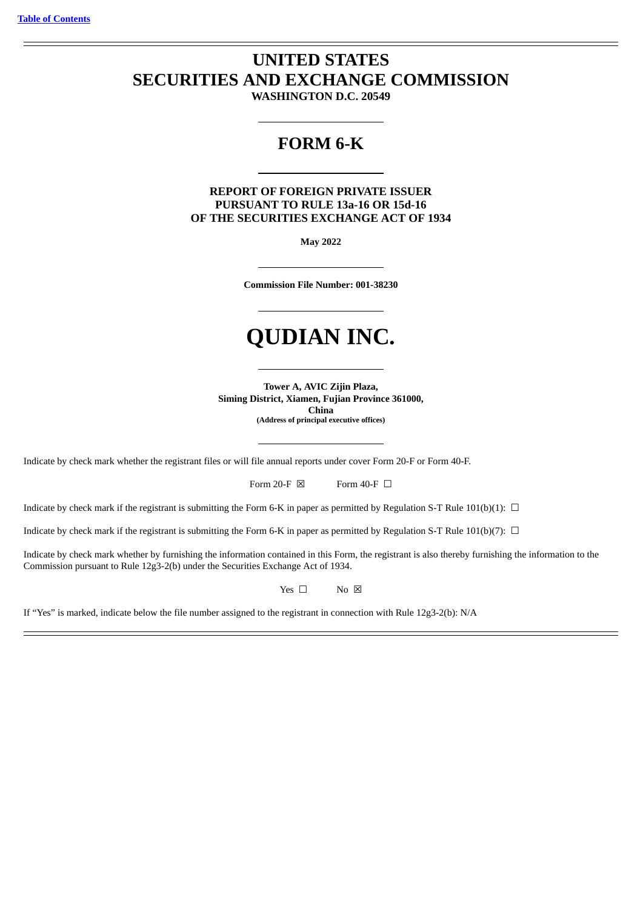[Table of Contents](#)

# UNITED STATES
# SECURITIES AND EXCHANGE COMMISSION

**WASHINGTON D.C. 20549**

## FORM 6-K

**REPORT OF FOREIGN PRIVATE ISSUER**
**PURSUANT TO RULE 13a-16 OR 15d-16**
**OF THE SECURITIES EXCHANGE ACT OF 1934**

**May 2022**

**Commission File Number: 001-38230**

# QUDIAN INC.

**Tower A, AVIC Zijin Plaza,**
**Siming District, Xiamen, Fujian Province 361000,**
**China**
**(Address of principal executive offices)**

Indicate by check mark whether the registrant files or will file annual reports under cover Form 20-F or Form 40-F.

Form 20-F ☒ Form 40-F ☐

Indicate by check mark if the registrant is submitting the Form 6-K in paper as permitted by Regulation S-T Rule 101(b)(1): ☐

Indicate by check mark if the registrant is submitting the Form 6-K in paper as permitted by Regulation S-T Rule 101(b)(7): ☐

Indicate by check mark whether by furnishing the information contained in this Form, the registrant is also thereby furnishing the information to the Commission pursuant to Rule 12g3-2(b) under the Securities Exchange Act of 1934.

Yes ☐ No ☒

If "Yes" is marked, indicate below the file number assigned to the registrant in connection with Rule 12g3-2(b): N/A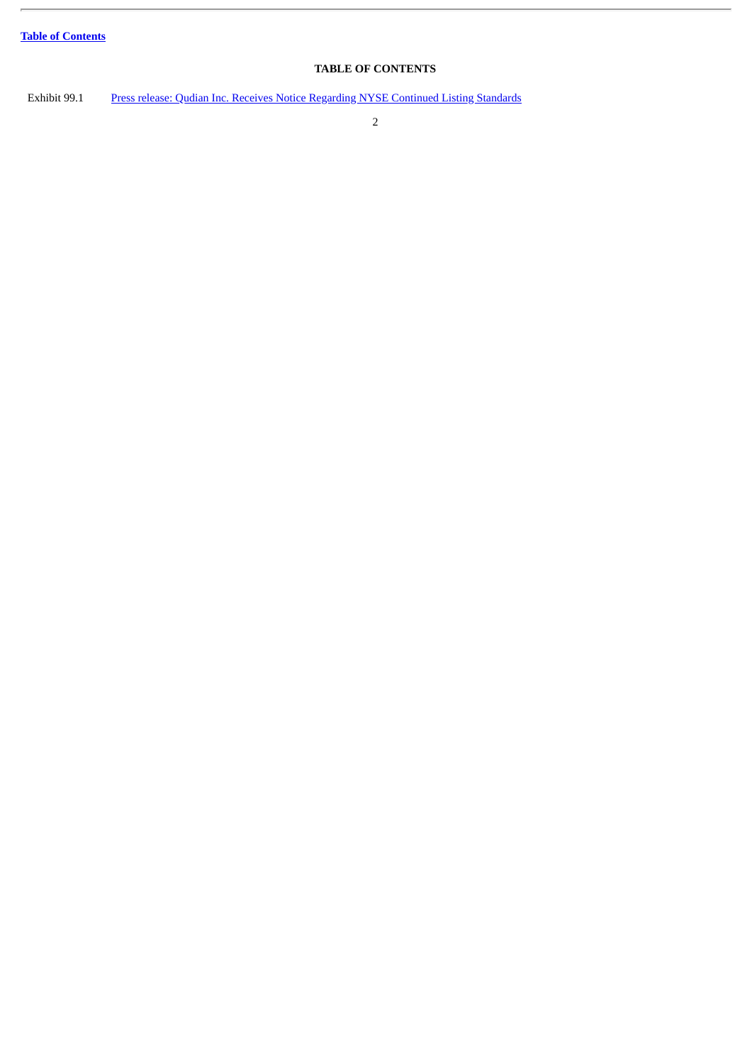[Table of Contents](#)

**TABLE OF CONTENTS**

| | |
|---|---|
| Exhibit 99.1 | [Press release: Qudian Inc. Receives Notice Regarding NYSE Continued Listing Standards](#) |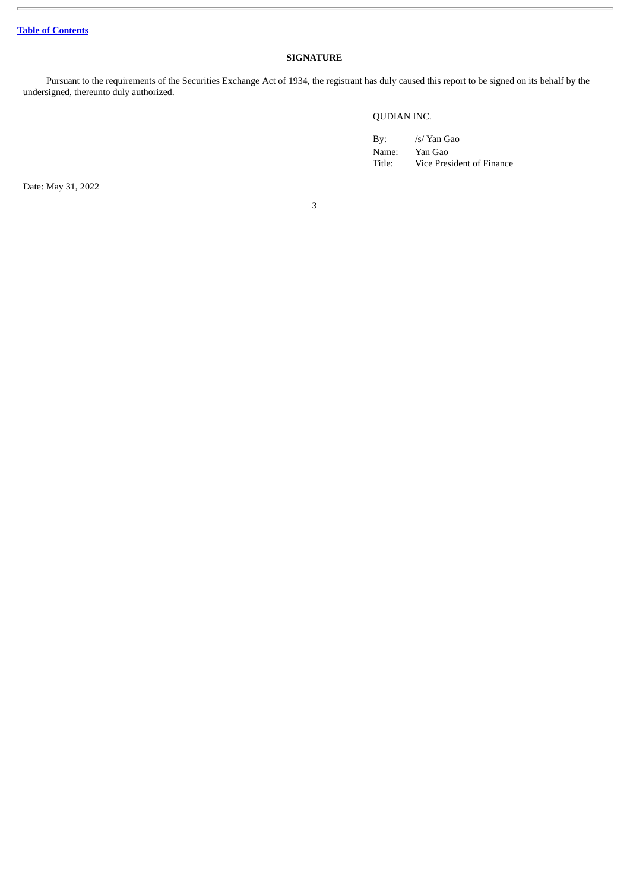[Table of Contents](#)

**SIGNATURE**

Pursuant to the requirements of the Securities Exchange Act of 1934, the registrant has duly caused this report to be signed on its behalf by the undersigned, thereunto duly authorized.

QUDIAN INC.

| | |
|---|---|
| By: | /s/ Yan Gao |
| Name: | Yan Gao |
| Title: | Vice President of Finance |

Date: May 31, 2022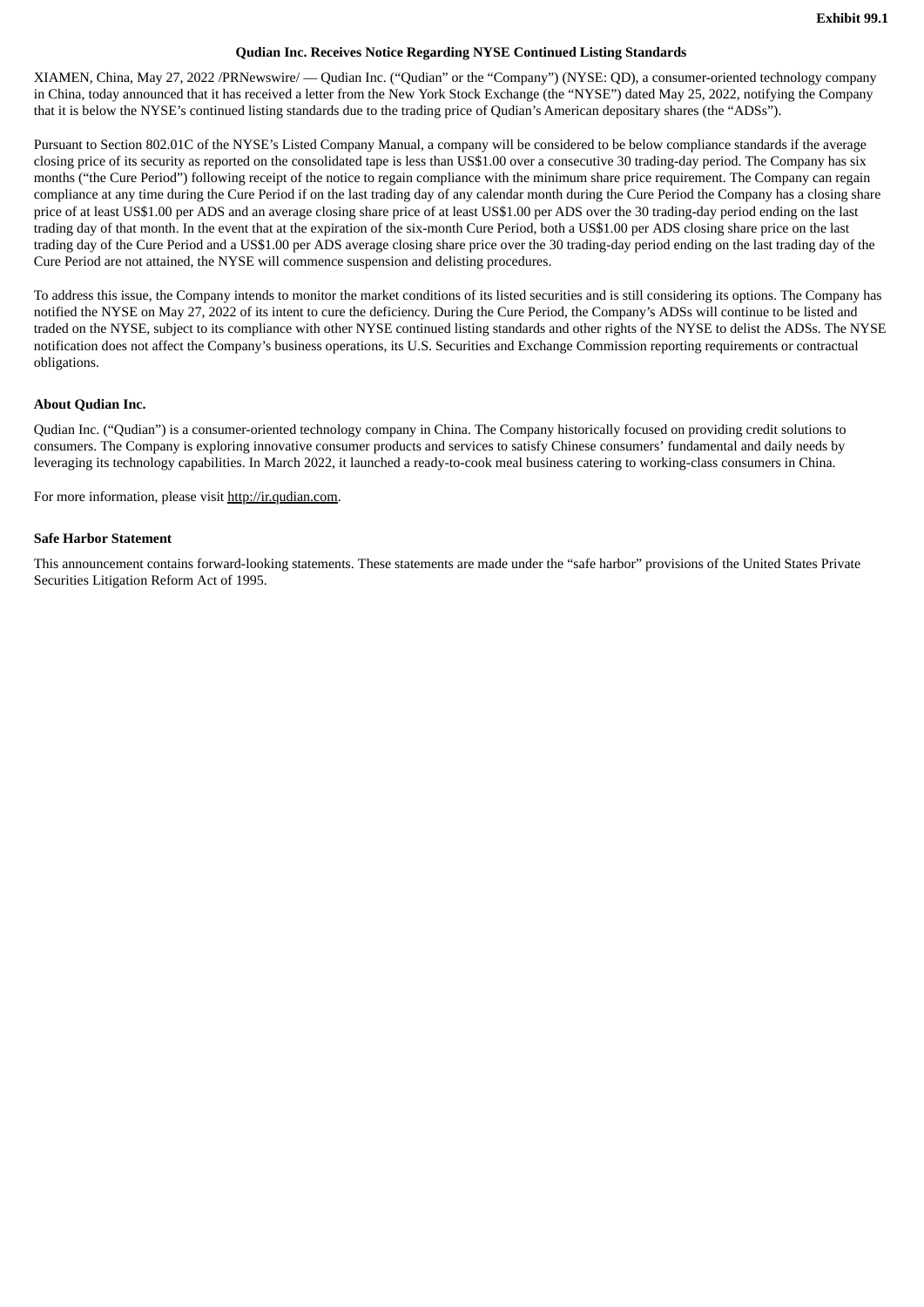**Exhibit 99.1**

# Qudian Inc. Receives Notice Regarding NYSE Continued Listing Standards

XIAMEN, China, May 27, 2022 /PRNewswire/ — Qudian Inc. ("Qudian" or the "Company") (NYSE: QD), a consumer-oriented technology company in China, today announced that it has received a letter from the New York Stock Exchange (the "NYSE") dated May 25, 2022, notifying the Company that it is below the NYSE's continued listing standards due to the trading price of Qudian's American depositary shares (the "ADSs").

Pursuant to Section 802.01C of the NYSE's Listed Company Manual, a company will be considered to be below compliance standards if the average closing price of its security as reported on the consolidated tape is less than US$1.00 over a consecutive 30 trading-day period. The Company has six months ("the Cure Period") following receipt of the notice to regain compliance with the minimum share price requirement. The Company can regain compliance at any time during the Cure Period if on the last trading day of any calendar month during the Cure Period the Company has a closing share price of at least US$1.00 per ADS and an average closing share price of at least US$1.00 per ADS over the 30 trading-day period ending on the last trading day of that month. In the event that at the expiration of the six-month Cure Period, both a US$1.00 per ADS closing share price on the last trading day of the Cure Period and a US$1.00 per ADS average closing share price over the 30 trading-day period ending on the last trading day of the Cure Period are not attained, the NYSE will commence suspension and delisting procedures.

To address this issue, the Company intends to monitor the market conditions of its listed securities and is still considering its options. The Company has notified the NYSE on May 27, 2022 of its intent to cure the deficiency. During the Cure Period, the Company's ADSs will continue to be listed and traded on the NYSE, subject to its compliance with other NYSE continued listing standards and other rights of the NYSE to delist the ADSs. The NYSE notification does not affect the Company's business operations, its U.S. Securities and Exchange Commission reporting requirements or contractual obligations.

## About Qudian Inc.

Qudian Inc. ("Qudian") is a consumer-oriented technology company in China. The Company historically focused on providing credit solutions to consumers. The Company is exploring innovative consumer products and services to satisfy Chinese consumers' fundamental and daily needs by leveraging its technology capabilities. In March 2022, it launched a ready-to-cook meal business catering to working-class consumers in China.

For more information, please visit http://ir.qudian.com.

## Safe Harbor Statement

This announcement contains forward-looking statements. These statements are made under the "safe harbor" provisions of the United States Private Securities Litigation Reform Act of 1995.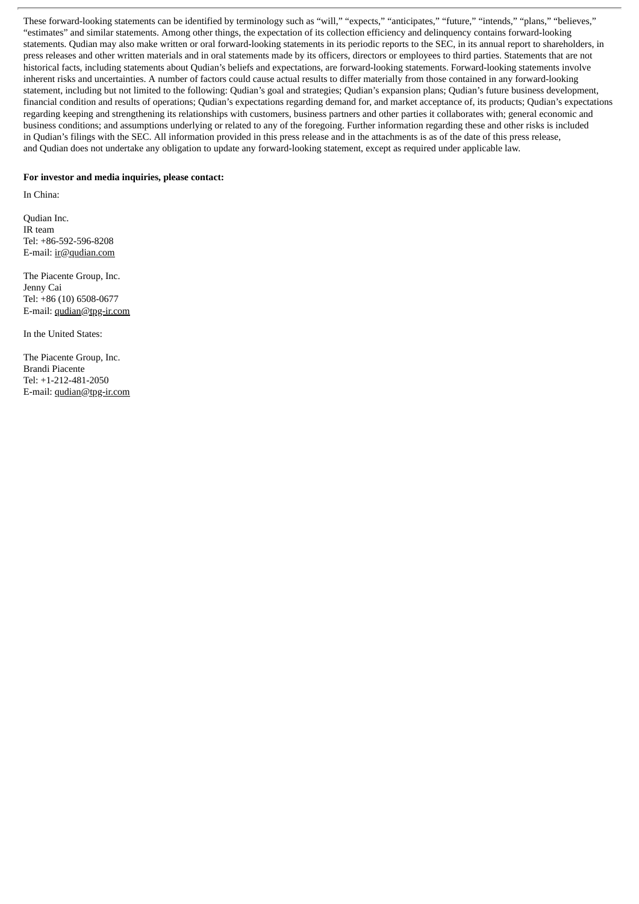These forward-looking statements can be identified by terminology such as "will," "expects," "anticipates," "future," "intends," "plans," "believes," "estimates" and similar statements. Among other things, the expectation of its collection efficiency and delinquency contains forward-looking statements. Qudian may also make written or oral forward-looking statements in its periodic reports to the SEC, in its annual report to shareholders, in press releases and other written materials and in oral statements made by its officers, directors or employees to third parties. Statements that are not historical facts, including statements about Qudian's beliefs and expectations, are forward-looking statements. Forward-looking statements involve inherent risks and uncertainties. A number of factors could cause actual results to differ materially from those contained in any forward-looking statement, including but not limited to the following: Qudian's goal and strategies; Qudian's expansion plans; Qudian's future business development, financial condition and results of operations; Qudian's expectations regarding demand for, and market acceptance of, its products; Qudian's expectations regarding keeping and strengthening its relationships with customers, business partners and other parties it collaborates with; general economic and business conditions; and assumptions underlying or related to any of the foregoing. Further information regarding these and other risks is included in Qudian's filings with the SEC. All information provided in this press release and in the attachments is as of the date of this press release, and Qudian does not undertake any obligation to update any forward-looking statement, except as required under applicable law.

**For investor and media inquiries, please contact:**

In China:

Qudian Inc.
IR team
Tel: +86-592-596-8208
E-mail: ir@qudian.com

The Piacente Group, Inc.
Jenny Cai
Tel: +86 (10) 6508-0677
E-mail: qudian@tpg-ir.com

In the United States:

The Piacente Group, Inc.
Brandi Piacente
Tel: +1-212-481-2050
E-mail: qudian@tpg-ir.com